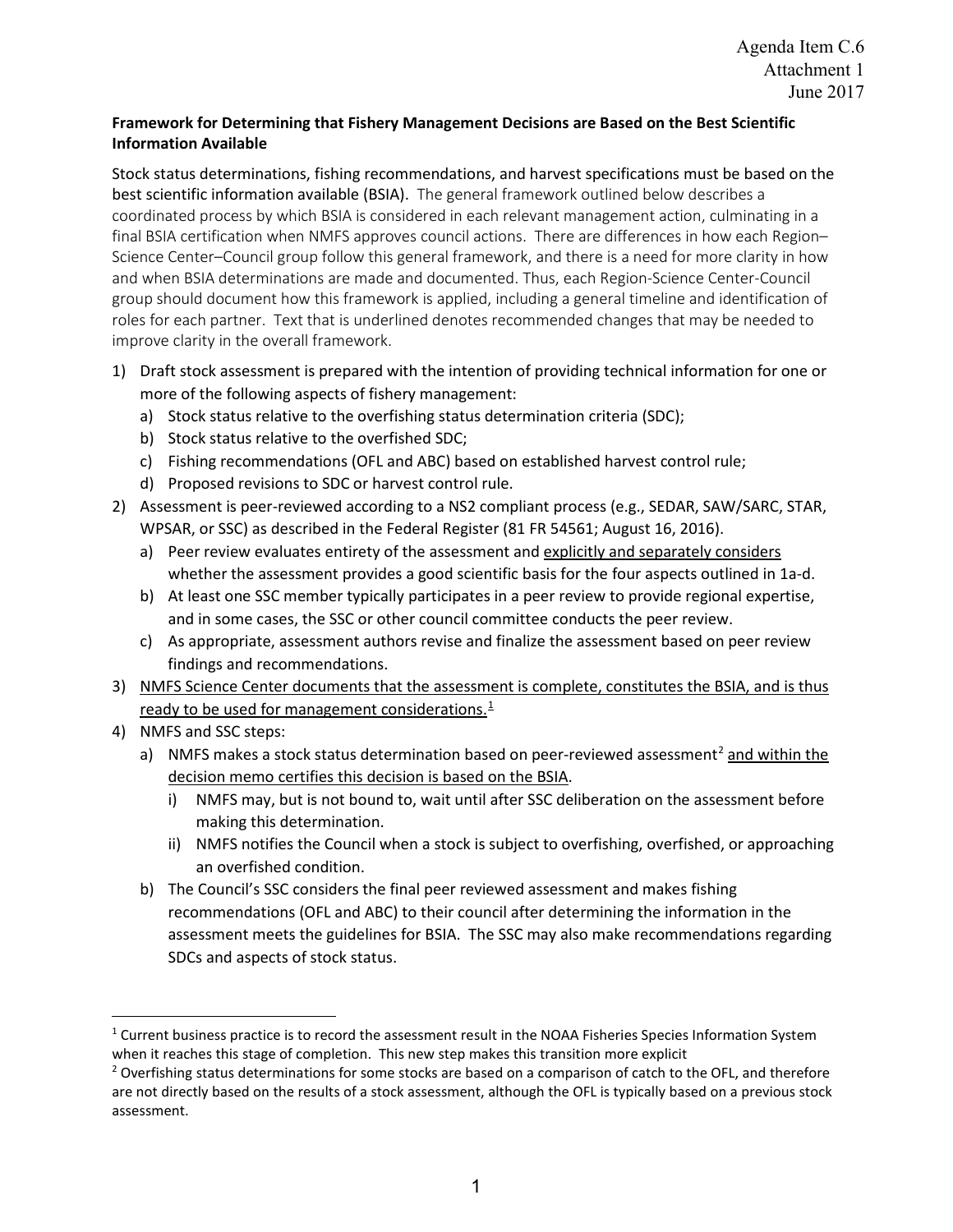Agenda Item C.6
Attachment 1
June 2017

**Framework for Determining that Fishery Management Decisions are Based on the Best Scientific Information Available**

Stock status determinations, fishing recommendations, and harvest specifications must be based on the best scientific information available (BSIA). The general framework outlined below describes a coordinated process by which BSIA is considered in each relevant management action, culminating in a final BSIA certification when NMFS approves council actions. There are differences in how each Region–Science Center–Council group follow this general framework, and there is a need for more clarity in how and when BSIA determinations are made and documented. Thus, each Region-Science Center-Council group should document how this framework is applied, including a general timeline and identification of roles for each partner. Text that is underlined denotes recommended changes that may be needed to improve clarity in the overall framework.

1) Draft stock assessment is prepared with the intention of providing technical information for one or more of the following aspects of fishery management:
   a) Stock status relative to the overfishing status determination criteria (SDC);
   b) Stock status relative to the overfished SDC;
   c) Fishing recommendations (OFL and ABC) based on established harvest control rule;
   d) Proposed revisions to SDC or harvest control rule.
2) Assessment is peer-reviewed according to a NS2 compliant process (e.g., SEDAR, SAW/SARC, STAR, WPSAR, or SSC) as described in the Federal Register (81 FR 54561; August 16, 2016).
   a) Peer review evaluates entirety of the assessment and <u>explicitly and separately considers</u> whether the assessment provides a good scientific basis for the four aspects outlined in 1a-d.
   b) At least one SSC member typically participates in a peer review to provide regional expertise, and in some cases, the SSC or other council committee conducts the peer review.
   c) As appropriate, assessment authors revise and finalize the assessment based on peer review findings and recommendations.
3) <u>NMFS Science Center documents that the assessment is complete, constitutes the BSIA, and is thus ready to be used for management considerations.</u>[1]
4) NMFS and SSC steps:
   a) NMFS makes a stock status determination based on peer-reviewed assessment[2] <u>and within the decision memo certifies this decision is based on the BSIA</u>.
      i) NMFS may, but is not bound to, wait until after SSC deliberation on the assessment before making this determination.
      ii) NMFS notifies the Council when a stock is subject to overfishing, overfished, or approaching an overfished condition.
   b) The Council's SSC considers the final peer reviewed assessment and makes fishing recommendations (OFL and ABC) to their council after determining the information in the assessment meets the guidelines for BSIA. The SSC may also make recommendations regarding SDCs and aspects of stock status.

---

[1] Current business practice is to record the assessment result in the NOAA Fisheries Species Information System when it reaches this stage of completion. This new step makes this transition more explicit

[2] Overfishing status determinations for some stocks are based on a comparison of catch to the OFL, and therefore are not directly based on the results of a stock assessment, although the OFL is typically based on a previous stock assessment.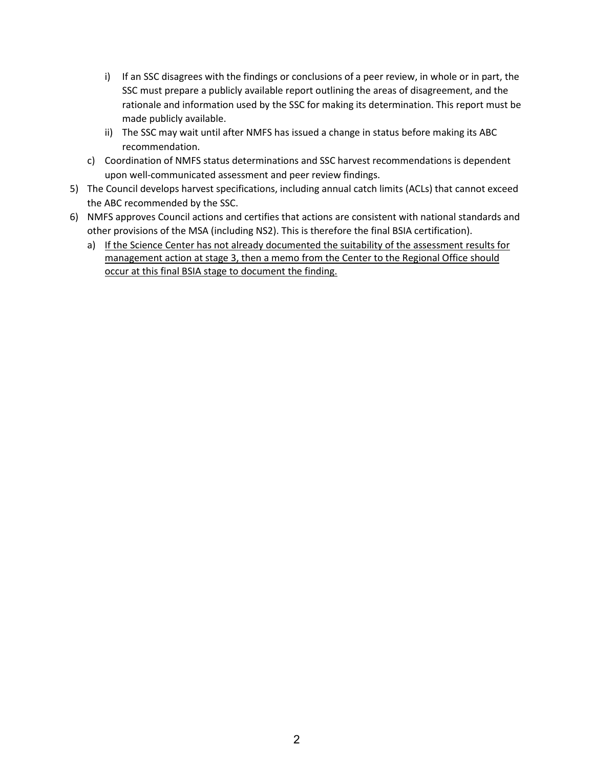i) If an SSC disagrees with the findings or conclusions of a peer review, in whole or in part, the SSC must prepare a publicly available report outlining the areas of disagreement, and the rationale and information used by the SSC for making its determination. This report must be made publicly available.
   ii) The SSC may wait until after NMFS has issued a change in status before making its ABC recommendation.
   
   c) Coordination of NMFS status determinations and SSC harvest recommendations is dependent upon well-communicated assessment and peer review findings.

5) The Council develops harvest specifications, including annual catch limits (ACLs) that cannot exceed the ABC recommended by the SSC.
6) NMFS approves Council actions and certifies that actions are consistent with national standards and other provisions of the MSA (including NS2). This is therefore the final BSIA certification).
   a) <u>If the Science Center has not already documented the suitability of the assessment results for management action at stage 3, then a memo from the Center to the Regional Office should occur at this final BSIA stage to document the finding.</u>